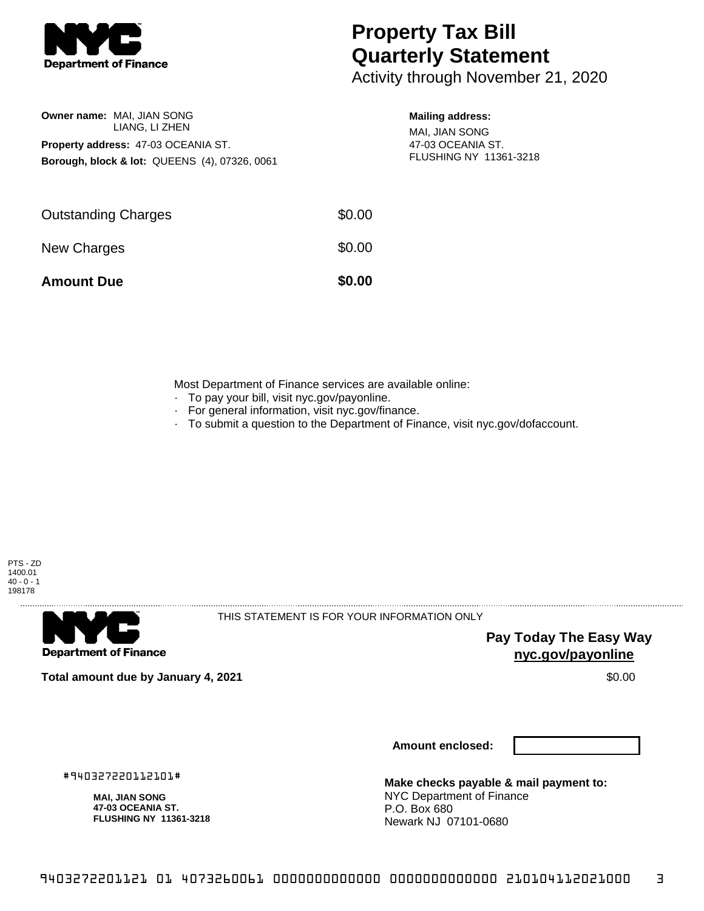# Property Tax Bill Quarterly Statement

Activity through November 21, 2020

**Owner name:** MAI, JIAN SONG
LIANG, LI ZHEN

**Property address:** 47-03 OCEANIA ST.

**Borough, block & lot:** QUEENS (4), 07326, 0061

**Mailing address:**
MAI, JIAN SONG
47-03 OCEANIA ST.
FLUSHING NY 11361-3218

| | |
|---|---|
| Outstanding Charges | $0.00 |
| New Charges | $0.00 |
| **Amount Due** | **$0.00** |

Most Department of Finance services are available online:

- To pay your bill, visit nyc.gov/payonline.
- For general information, visit nyc.gov/finance.
- To submit a question to the Department of Finance, visit nyc.gov/dofaccount.

PTS - ZD
1400.01
40 - 0 - 1
198178

THIS STATEMENT IS FOR YOUR INFORMATION ONLY

**Pay Today The Easy Way**
**nyc.gov/payonline**

**Total amount due by January 4, 2021** $0.00

**Amount enclosed:**

#940327220112101#

**MAI, JIAN SONG**
**47-03 OCEANIA ST.**
**FLUSHING NY 11361-3218**

**Make checks payable & mail payment to:**
NYC Department of Finance
P.O. Box 680
Newark NJ 07101-0680

9403272201121 01 4073260061 0000000000000 0000000000000 210104112021000 3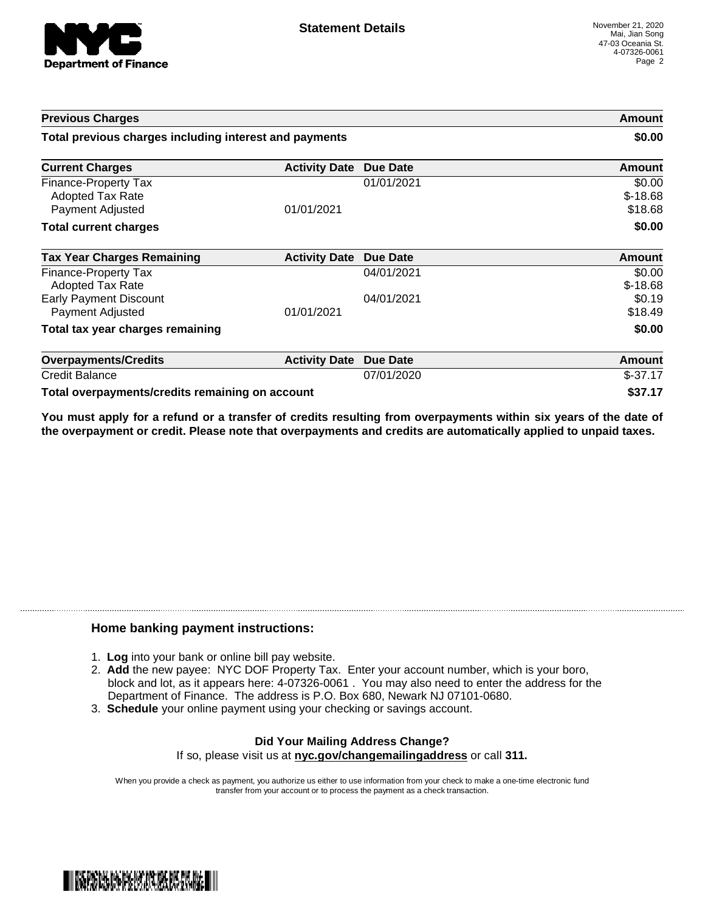## Statement Details

November 21, 2020
Mai, Jian Song
47-03 Oceania St.
4-07326-0061

| Previous Charges | | | Amount |
|---|---|---|---|
| **Total previous charges including interest and payments** | | | **$0.00** |

| Current Charges | Activity Date | Due Date | Amount |
|---|---|---|---|
| Finance-Property Tax | | 01/01/2021 | $0.00 |
| Adopted Tax Rate | | | $-18.68 |
| Payment Adjusted | 01/01/2021 | | $18.68 |
| **Total current charges** | | | **$0.00** |

| Tax Year Charges Remaining | Activity Date | Due Date | Amount |
|---|---|---|---|
| Finance-Property Tax | | 04/01/2021 | $0.00 |
| Adopted Tax Rate | | | $-18.68 |
| Early Payment Discount | | 04/01/2021 | $0.19 |
| Payment Adjusted | 01/01/2021 | | $18.49 |
| **Total tax year charges remaining** | | | **$0.00** |

| Overpayments/Credits | Activity Date | Due Date | Amount |
|---|---|---|---|
| Credit Balance | | 07/01/2020 | $-37.17 |
| **Total overpayments/credits remaining on account** | | | **$37.17** |

**You must apply for a refund or a transfer of credits resulting from overpayments within six years of the date of the overpayment or credit. Please note that overpayments and credits are automatically applied to unpaid taxes.**

### Home banking payment instructions:

1. **Log** into your bank or online bill pay website.
2. **Add** the new payee: NYC DOF Property Tax. Enter your account number, which is your boro, block and lot, as it appears here: 4-07326-0061 . You may also need to enter the address for the Department of Finance. The address is P.O. Box 680, Newark NJ 07101-0680.
3. **Schedule** your online payment using your checking or savings account.

**Did Your Mailing Address Change?**
If so, please visit us at **nyc.gov/changemailingaddress** or call **311.**

When you provide a check as payment, you authorize us either to use information from your check to make a one-time electronic fund transfer from your account or to process the payment as a check transaction.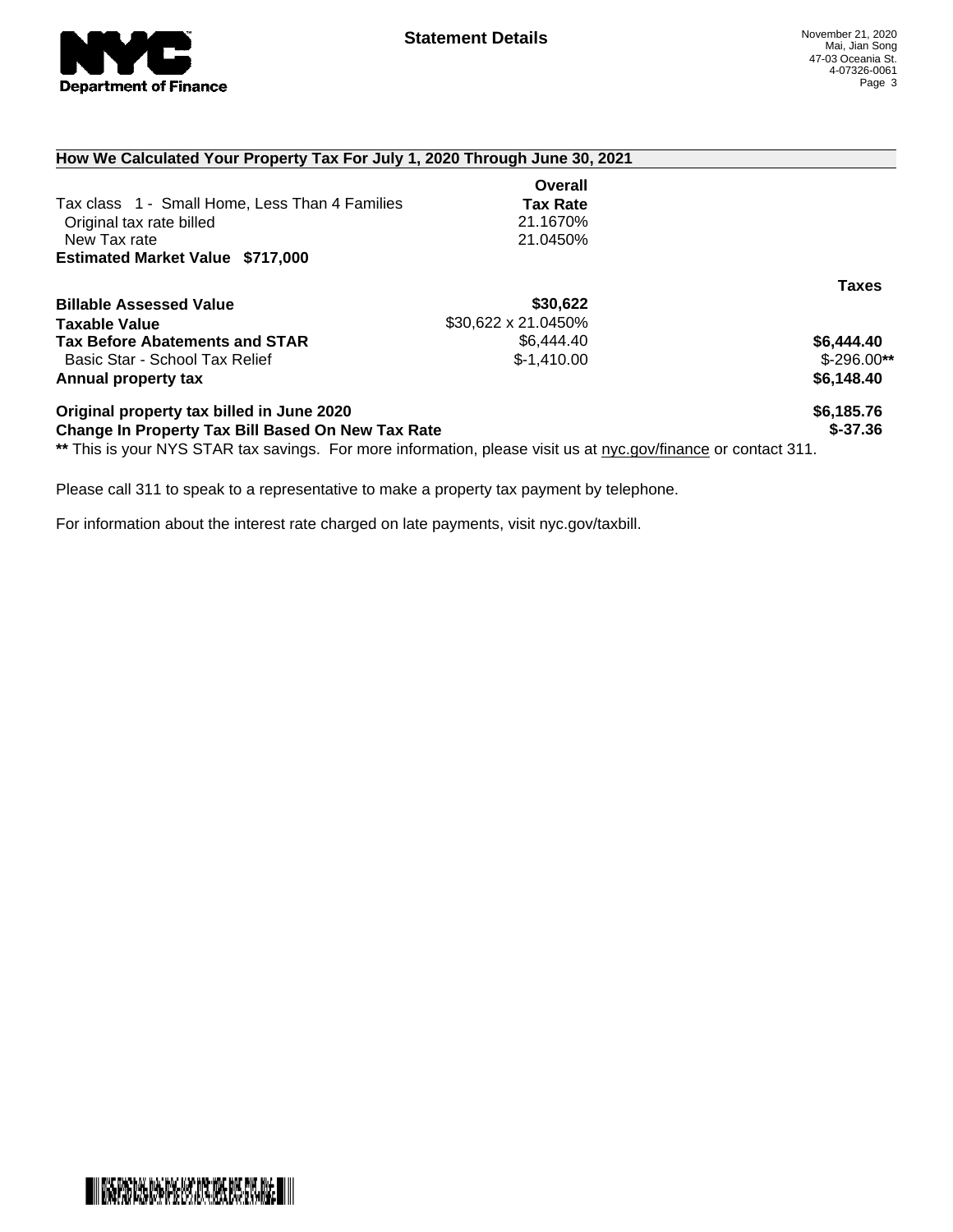# Statement Details

November 21, 2020
Mai, Jian Song
47-03 Oceania St.
4-07326-0061

## How We Calculated Your Property Tax For July 1, 2020 Through June 30, 2021

| | Overall Tax Rate | Taxes |
|---|---|---|
| Tax class 1 - Small Home, Less Than 4 Families | | |
| Original tax rate billed | 21.1670% | |
| New Tax rate | 21.0450% | |
| **Estimated Market Value $717,000** | | |
| **Billable Assessed Value** | **$30,622** | |
| **Taxable Value** | $30,622 x 21.0450% | |
| **Tax Before Abatements and STAR** | $6,444.40 | **$6,444.40** |
| Basic Star - School Tax Relief | $-1,410.00 | $-296.00** |
| **Annual property tax** | | **$6,148.40** |
| **Original property tax billed in June 2020** | | **$6,185.76** |
| **Change In Property Tax Bill Based On New Tax Rate** | | **$-37.36** |

** This is your NYS STAR tax savings. For more information, please visit us at nyc.gov/finance or contact 311.

Please call 311 to speak to a representative to make a property tax payment by telephone.

For information about the interest rate charged on late payments, visit nyc.gov/taxbill.